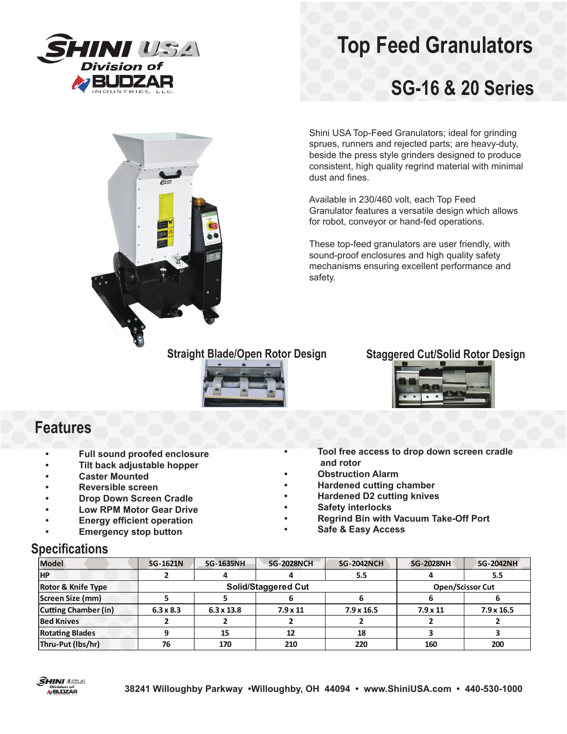# Top Feed Granulators

## SG-16 & 20 Series

Shini USA Top-Feed Granulators; ideal for grinding sprues, runners and rejected parts; are heavy-duty, beside the press style grinders designed to produce consistent, high quality regrind material with minimal dust and fines.

Available in 230/460 volt, each Top Feed Granulator feature a versatile design which allows for robot, conveyor or hand-fed operations.

These top-feed granulators are user friendly, with sound-proof enclosures and high quality safety mechanisms ensuring excellent performance and safety.

**Straight Blade/Open Rotor Design**

**Staggered Cut/Solid Rotor Design**

## Features

- Full sound proofed enclosure
- Tilt back adjustable hopper
- Caster Mounted
- Reversible screen
- Drop Down Screen Cradle
- Low RPM Motor Gear Drive
- Energy efficient operation
- Emergency stop button
- Tool free access to drop down screen cradle and rotor
- Obstruction Alarm
- Hardened cutting chamber
- Hardened D2 cutting knives
- Safety interlocks
- Regrind Bin with Vacuum Take-Off Port
- Safe & Easy Access

## Specifications

| Model | SG-1621N | SG-1635NH | SG-2028NCH | SG-2042NCH | SG-2028NH | SG-2042NH |
|---|---|---|---|---|---|---|
| HP | 2 | 4 | 4 | 5.5 | 4 | 5.5 |
| Rotor & Knife Type | Solid/Staggered Cut | | | | Open/Scissor Cut | |
| Screen Size (mm) | 5 | 5 | 6 | 6 | 6 | 6 |
| Cutting Chamber (in) | 6.3 x 8.3 | 6.3 x 13.8 | 7.9 x 11 | 7.9 x 16.5 | 7.9 x 11 | 7.9 x 16.5 |
| Bed Knives | 2 | 2 | 2 | 2 | 2 | 2 |
| Rotating Blades | 9 | 15 | 12 | 18 | 3 | 3 |
| Thru-Put (lbs/hr) | 76 | 170 | 210 | 220 | 160 | 200 |

38241 Willoughby Parkway •Willoughby, OH 44094 • www.ShiniUSA.com • 440-530-1000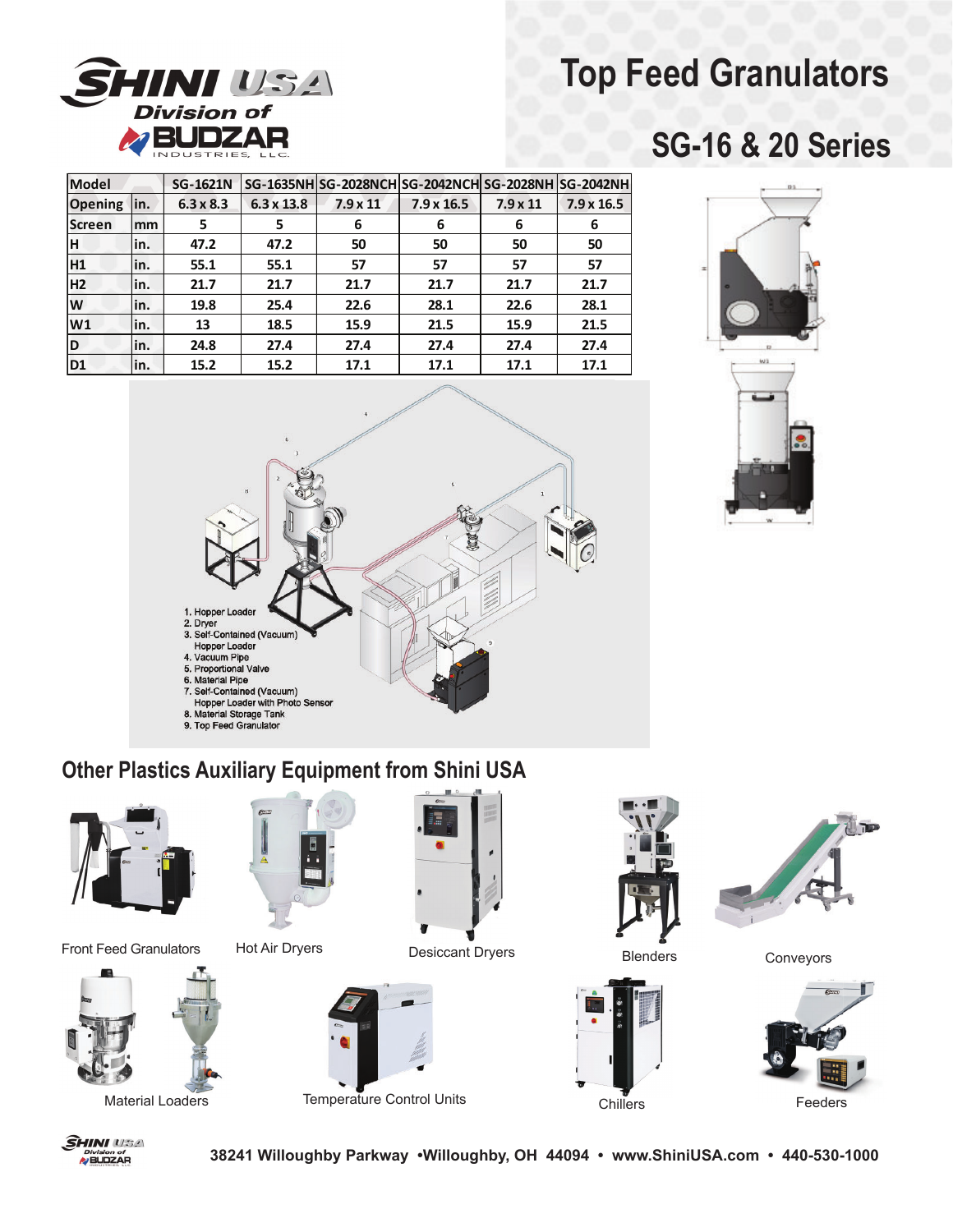# Top Feed Granulators

## SG-16 & 20 Series

| Model | | SG-1621N | SG-1635NH | SG-2028NCH | SG-2042NCH | SG-2028NH | SG-2042NH |
|---|---|---|---|---|---|---|---|
| Opening | in. | 6.3 x 8.3 | 6.3 x 13.8 | 7.9 x 11 | 7.9 x 16.5 | 7.9 x 11 | 7.9 x 16.5 |
| Screen | mm | 5 | 5 | 6 | 6 | 6 | 6 |
| H | in. | 47.2 | 47.2 | 50 | 50 | 50 | 50 |
| H1 | in. | 55.1 | 55.1 | 57 | 57 | 57 | 57 |
| H2 | in. | 21.7 | 21.7 | 21.7 | 21.7 | 21.7 | 21.7 |
| W | in. | 19.8 | 25.4 | 22.6 | 28.1 | 22.6 | 28.1 |
| W1 | in. | 13 | 18.5 | 15.9 | 21.5 | 15.9 | 21.5 |
| D | in. | 24.8 | 27.4 | 27.4 | 27.4 | 27.4 | 27.4 |
| D1 | in. | 15.2 | 15.2 | 17.1 | 17.1 | 17.1 | 17.1 |

1. Hopper Loader
2. Dryer
3. Self-Contained (Vacuum) Hopper Loader
4. Vacuum Pipe
5. Proportional Valve
6. Material Pipe
7. Self-Contained (Vacuum) Hopper Loader with Photo Sensor
8. Material Storage Tank
9. Top Feed Granulator

## Other Plastics Auxiliary Equipment from Shini USA

Front Feed Granulators

Hot Air Dryers

Desiccant Dryers

Blenders

Conveyors

Material Loaders

Temperature Control Units

Chillers

Feeders

38241 Willoughby Parkway •Willoughby, OH 44094 • www.ShiniUSA.com • 440-530-1000